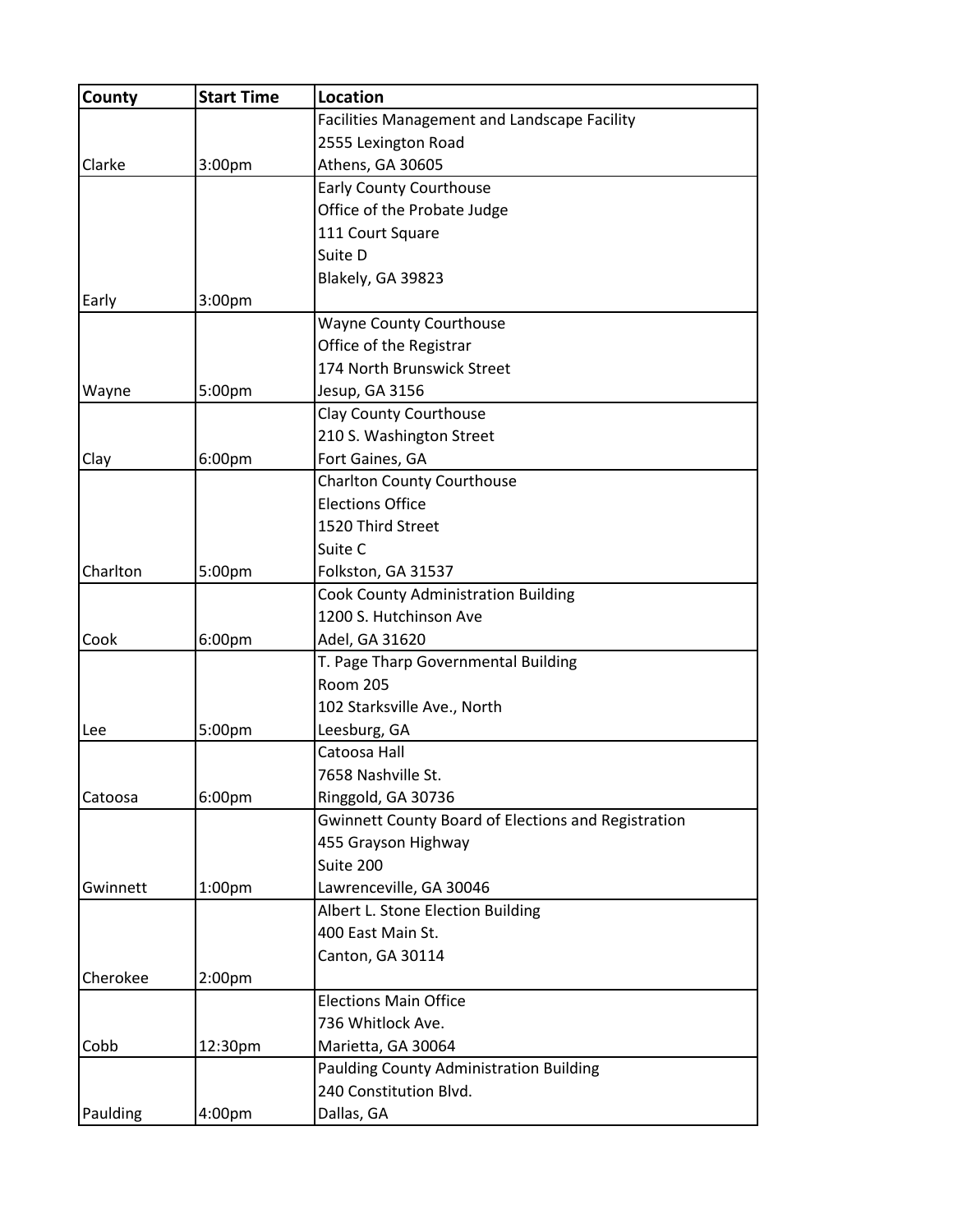| County | Start Time | Location |
|---|---|---|
| Clarke | 3:00pm | Facilities Management and Landscape Facility<br>2555 Lexington Road<br>Athens, GA 30605 |
| Early | 3:00pm | Early County Courthouse<br>Office of the Probate Judge<br>111 Court Square<br>Suite D<br>Blakely, GA 39823 |
| Wayne | 5:00pm | Wayne County Courthouse<br>Office of the Registrar<br>174 North Brunswick Street<br>Jesup, GA 3156 |
| Clay | 6:00pm | Clay County Courthouse<br>210 S. Washington Street<br>Fort Gaines, GA |
| Charlton | 5:00pm | Charlton County Courthouse<br>Elections Office<br>1520 Third Street<br>Suite C<br>Folkston, GA 31537 |
| Cook | 6:00pm | Cook County Administration Building<br>1200 S. Hutchinson Ave<br>Adel, GA 31620 |
| Lee | 5:00pm | T. Page Tharp Governmental Building<br>Room 205<br>102 Starksville Ave., North<br>Leesburg, GA |
| Catoosa | 6:00pm | Catoosa Hall<br>7658 Nashville St.<br>Ringgold, GA 30736 |
| Gwinnett | 1:00pm | Gwinnett County Board of Elections and Registration<br>455 Grayson Highway<br>Suite 200<br>Lawrenceville, GA 30046 |
| Cherokee | 2:00pm | Albert L. Stone Election Building<br>400 East Main St.<br>Canton, GA 30114 |
| Cobb | 12:30pm | Elections Main Office<br>736 Whitlock Ave.<br>Marietta, GA 30064 |
| Paulding | 4:00pm | Paulding County Administration Building<br>240 Constitution Blvd.<br>Dallas, GA |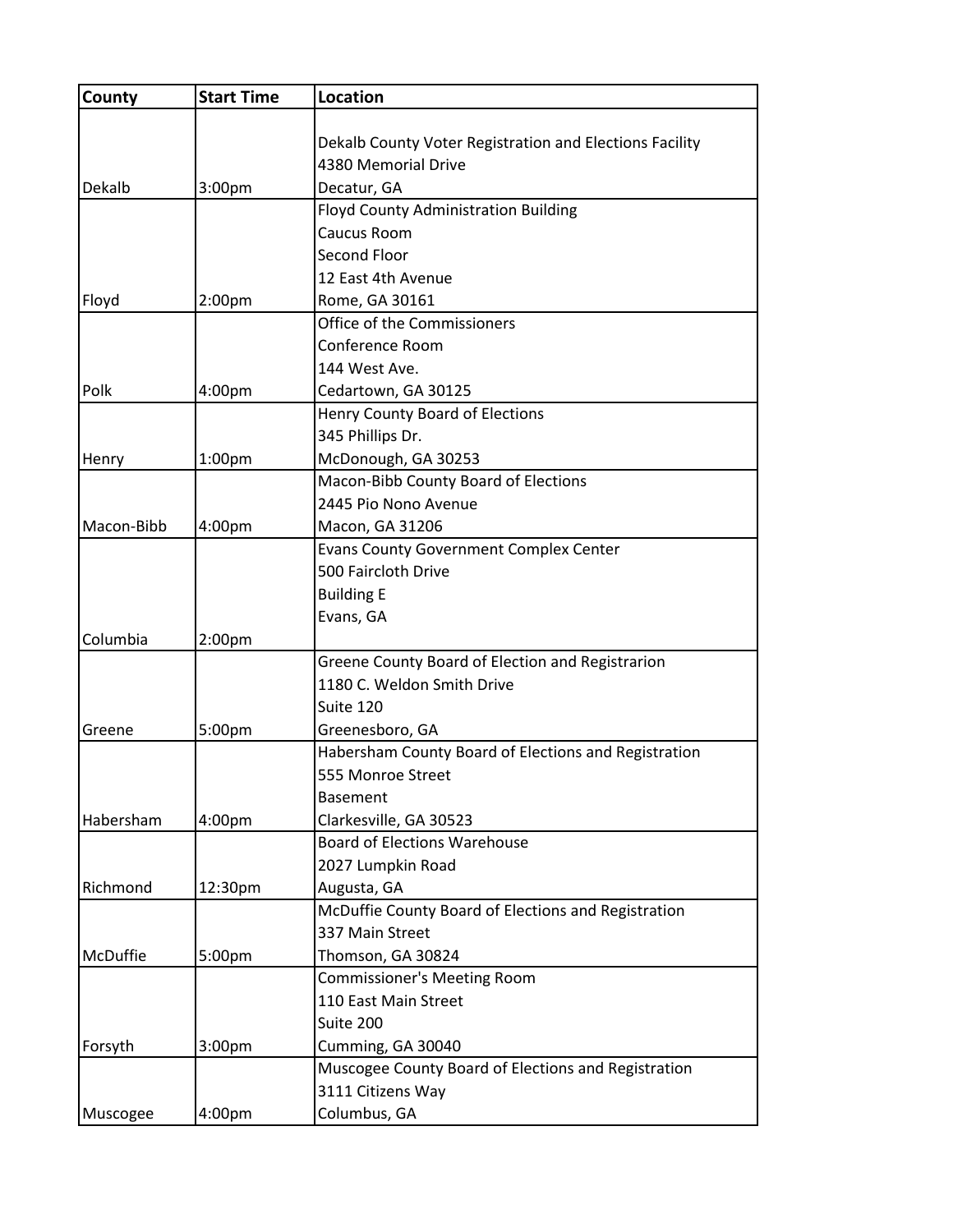| County | Start Time | Location |
|---|---|---|
| Dekalb | 3:00pm | Dekalb County Voter Registration and Elections Facility<br>4380 Memorial Drive<br>Decatur, GA |
| Floyd | 2:00pm | Floyd County Administration Building<br>Caucus Room<br>Second Floor<br>12 East 4th Avenue<br>Rome, GA 30161 |
| Polk | 4:00pm | Office of the Commissioners<br>Conference Room<br>144 West Ave.<br>Cedartown, GA 30125 |
| Henry | 1:00pm | Henry County Board of Elections<br>345 Phillips Dr.<br>McDonough, GA 30253 |
| Macon-Bibb | 4:00pm | Macon-Bibb County Board of Elections<br>2445 Pio Nono Avenue<br>Macon, GA 31206 |
| Columbia | 2:00pm | Evans County Government Complex Center<br>500 Faircloth Drive<br>Building E<br>Evans, GA |
| Greene | 5:00pm | Greene County Board of Election and Registrarion<br>1180 C. Weldon Smith Drive<br>Suite 120<br>Greenesboro, GA |
| Habersham | 4:00pm | Habersham County Board of Elections and Registration<br>555 Monroe Street<br>Basement<br>Clarkesville, GA 30523 |
| Richmond | 12:30pm | Board of Elections Warehouse<br>2027 Lumpkin Road<br>Augusta, GA |
| McDuffie | 5:00pm | McDuffie County Board of Elections and Registration<br>337 Main Street<br>Thomson, GA 30824 |
| Forsyth | 3:00pm | Commissioner's Meeting Room<br>110 East Main Street<br>Suite 200<br>Cumming, GA 30040 |
| Muscogee | 4:00pm | Muscogee County Board of Elections and Registration<br>3111 Citizens Way<br>Columbus, GA |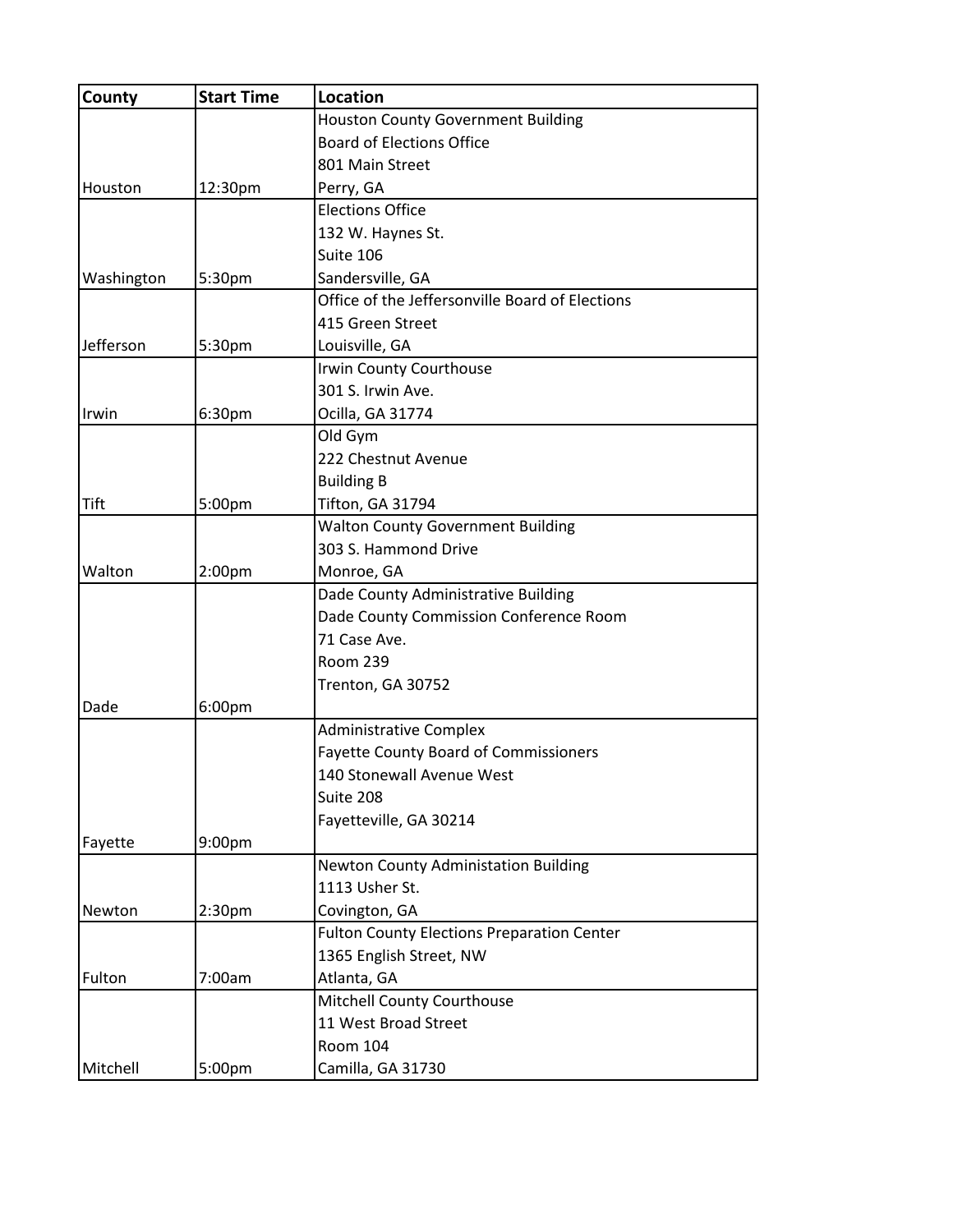| County | Start Time | Location |
|---|---|---|
| Houston | 12:30pm | Houston County Government Building<br>Board of Elections Office<br>801 Main Street<br>Perry, GA |
| Washington | 5:30pm | Elections Office<br>132 W. Haynes St.<br>Suite 106<br>Sandersville, GA |
| Jefferson | 5:30pm | Office of the Jeffersonville Board of Elections<br>415 Green Street<br>Louisville, GA |
| Irwin | 6:30pm | Irwin County Courthouse<br>301 S. Irwin Ave.<br>Ocilla, GA 31774 |
| Tift | 5:00pm | Old Gym<br>222 Chestnut Avenue<br>Building B<br>Tifton, GA 31794 |
| Walton | 2:00pm | Walton County Government Building<br>303 S. Hammond Drive<br>Monroe, GA |
| Dade | 6:00pm | Dade County Administrative Building<br>Dade County Commission Conference Room<br>71 Case Ave.<br>Room 239<br>Trenton, GA 30752 |
| Fayette | 9:00pm | Administrative Complex<br>Fayette County Board of Commissioners<br>140 Stonewall Avenue West<br>Suite 208<br>Fayetteville, GA 30214 |
| Newton | 2:30pm | Newton County Administation Building<br>1113 Usher St.<br>Covington, GA |
| Fulton | 7:00am | Fulton County Elections Preparation Center<br>1365 English Street, NW<br>Atlanta, GA |
| Mitchell | 5:00pm | Mitchell County Courthouse<br>11 West Broad Street<br>Room 104<br>Camilla, GA 31730 |